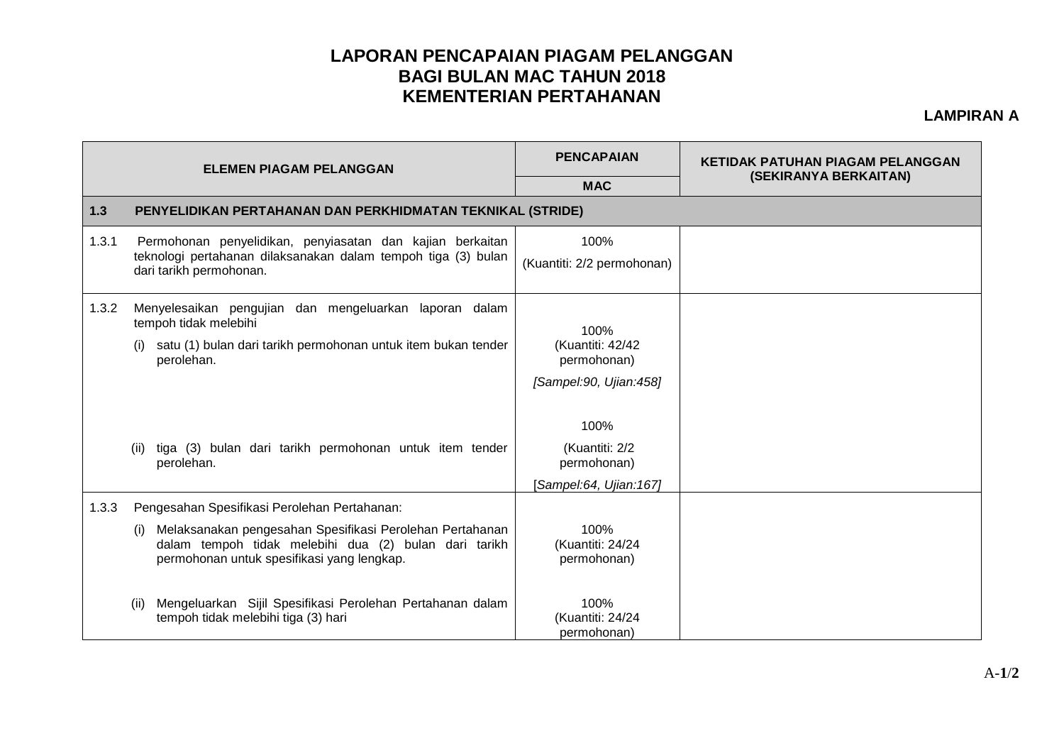# LAPORAN PENCAPAIAN PIAGAM PELANGGAN
# BAGI BULAN MAC TAHUN 2018
# KEMENTERIAN PERTAHANAN

**LAMPIRAN A**

| ELEMEN PIAGAM PELANGGAN | PENCAPAIAN | KETIDAK PATUHAN PIAGAM PELANGGAN (SEKIRANYA BERKAITAN) |
|---|---|---|
| | MAC | |
| **1.3 PENYELIDIKAN PERTAHANAN DAN PERKHIDMATAN TEKNIKAL (STRIDE)** | | |
| 1.3.1 Permohonan penyelidikan, penyiasatan dan kajian berkaitan teknologi pertahanan dilaksanakan dalam tempoh tiga (3) bulan dari tarikh permohonan. | 100% (Kuantiti: 2/2 permohonan) | |
| 1.3.2 Menyelesaikan pengujian dan mengeluarkan laporan dalam tempoh tidak melebihi | | |
| (i) satu (1) bulan dari tarikh permohonan untuk item bukan tender perolehan. | 100% (Kuantiti: 42/42 permohonan) *[Sampel:90, Ujian:458]* | |
| (ii) tiga (3) bulan dari tarikh permohonan untuk item tender perolehan. | 100% (Kuantiti: 2/2 permohonan) *[Sampel:64, Ujian:167]* | |
| 1.3.3 Pengesahan Spesifikasi Perolehan Pertahanan: | | |
| (i) Melaksanakan pengesahan Spesifikasi Perolehan Pertahanan dalam tempoh tidak melebihi dua (2) bulan dari tarikh permohonan untuk spesifikasi yang lengkap. | 100% (Kuantiti: 24/24 permohonan) | |
| (ii) Mengeluarkan Sijil Spesifikasi Perolehan Pertahanan dalam tempoh tidak melebihi tiga (3) hari | 100% (Kuantiti: 24/24 permohonan) | |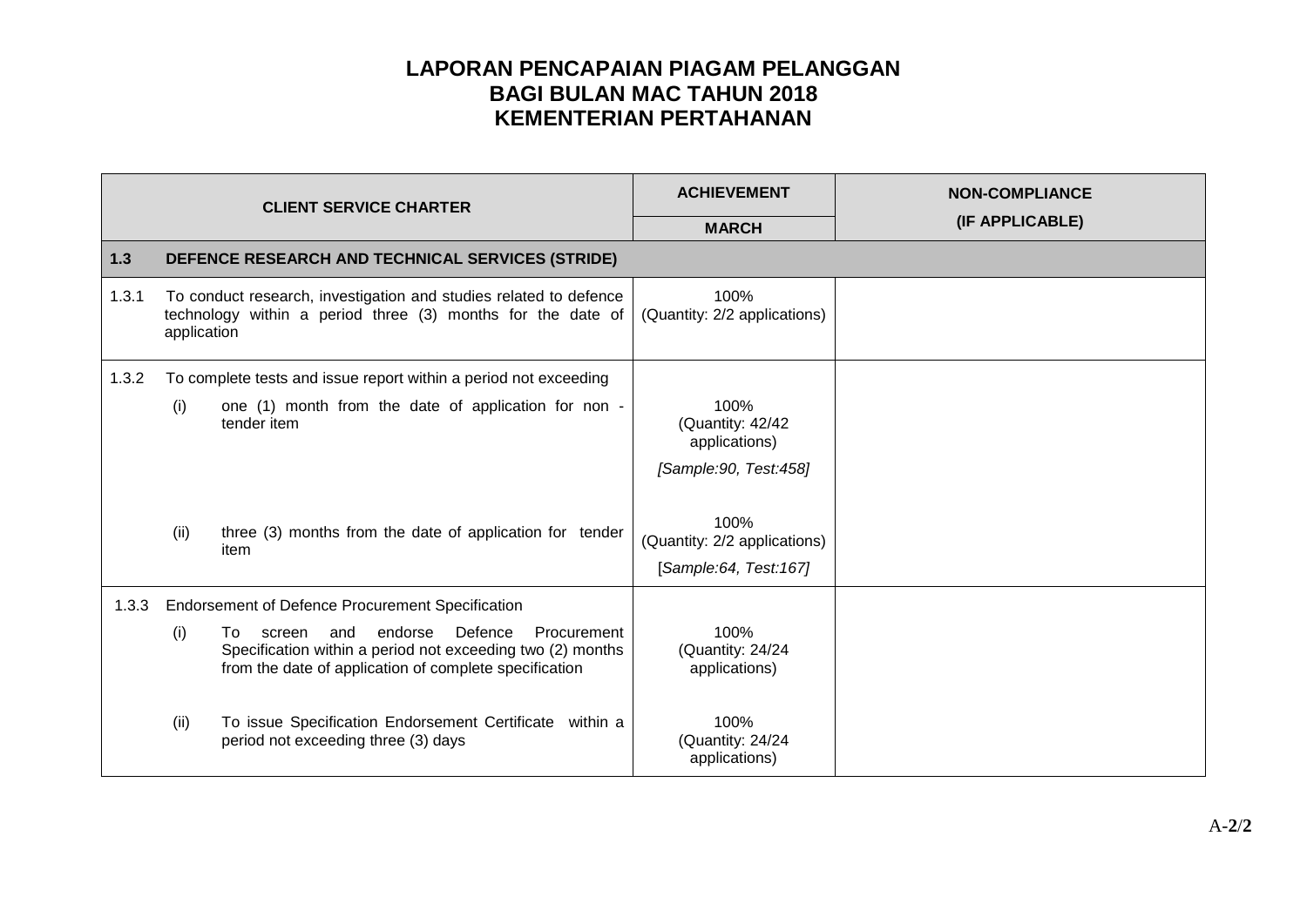# LAPORAN PENCAPAIAN PIAGAM PELANGGAN
# BAGI BULAN MAC TAHUN 2018
# KEMENTERIAN PERTAHANAN

| CLIENT SERVICE CHARTER | | | ACHIEVEMENT | NON-COMPLIANCE |
|---|---|---|---|---|
| | | | MARCH | (IF APPLICABLE) |
| **1.3** | **DEFENCE RESEARCH AND TECHNICAL SERVICES (STRIDE)** | | | |
| 1.3.1 | To conduct research, investigation and studies related to defence technology within a period three (3) months for the date of application | | 100% (Quantity: 2/2 applications) | |
| 1.3.2 | To complete tests and issue report within a period not exceeding | | | |
| | (i) | one (1) month from the date of application for non - tender item | 100% (Quantity: 42/42 applications) *[Sample:90, Test:458]* | |
| | (ii) | three (3) months from the date of application for tender item | 100% (Quantity: 2/2 applications) *[Sample:64, Test:167]* | |
| 1.3.3 | Endorsement of Defence Procurement Specification | | | |
| | (i) | To screen and endorse Defence Procurement Specification within a period not exceeding two (2) months from the date of application of complete specification | 100% (Quantity: 24/24 applications) | |
| | (ii) | To issue Specification Endorsement Certificate within a period not exceeding three (3) days | 100% (Quantity: 24/24 applications) | |